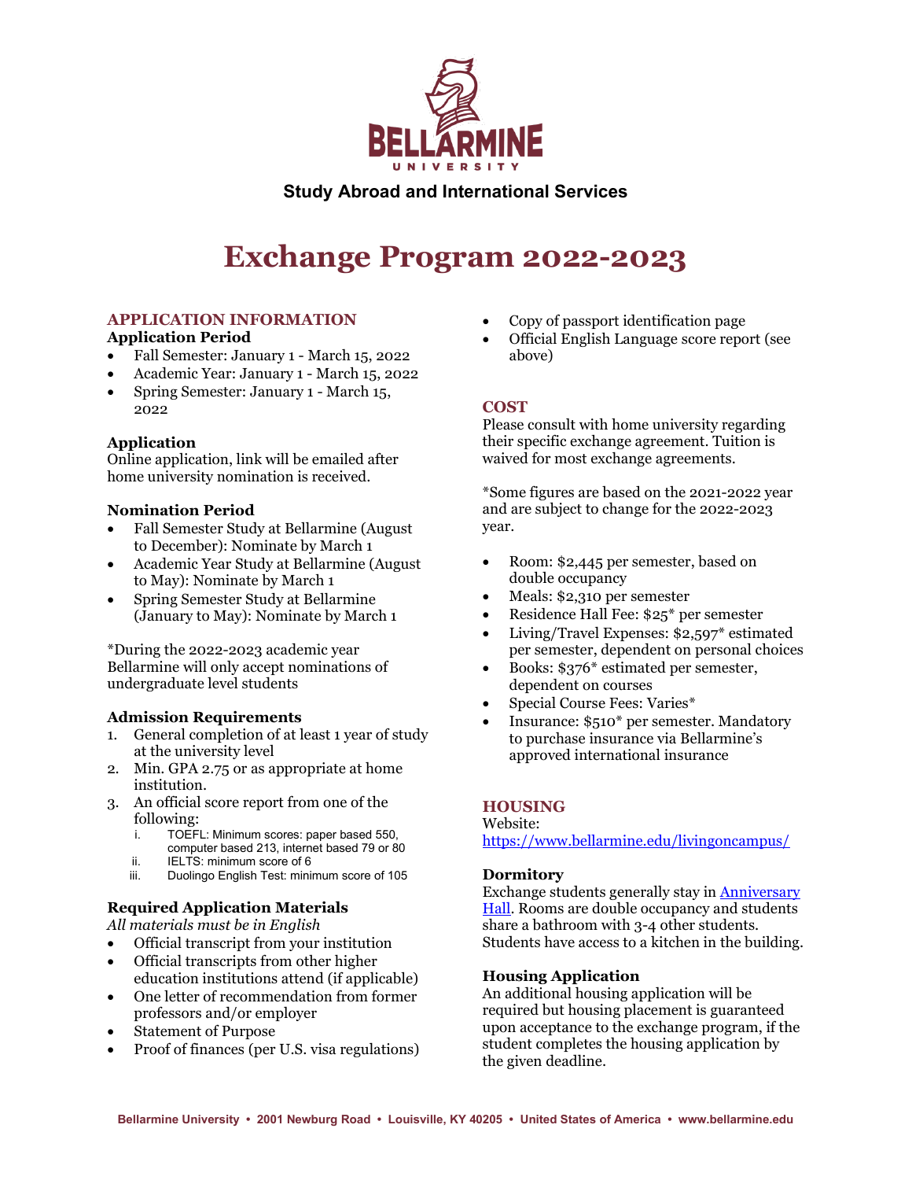**BELLARMINE UNIVERSITY**

**Study Abroad and International Services**

# Exchange Program 2022-2023

## APPLICATION INFORMATION

### Application Period

- Fall Semester: January 1 - March 15, 2022
- Academic Year: January 1 - March 15, 2022
- Spring Semester: January 1 - March 15, 2022

### Application

Online application, link will be emailed after home university nomination is received.

### Nomination Period

- Fall Semester Study at Bellarmine (August to December): Nominate by March 1
- Academic Year Study at Bellarmine (August to May): Nominate by March 1
- Spring Semester Study at Bellarmine (January to May): Nominate by March 1

*During the 2022-2023 academic year Bellarmine will only accept nominations of undergraduate level students

### Admission Requirements

1. General completion of at least 1 year of study at the university level
2. Min. GPA 2.75 or as appropriate at home institution.
3. An official score report from one of the following:
   i. TOEFL: Minimum scores: paper based 550, computer based 213, internet based 79 or 80
   ii. IELTS: minimum score of 6
   iii. Duolingo English Test: minimum score of 105

### Required Application Materials

*All materials must be in English*

- Official transcript from your institution
- Official transcripts from other higher education institutions attend (if applicable)
- One letter of recommendation from former professors and/or employer
- Statement of Purpose
- Proof of finances (per U.S. visa regulations)
- Copy of passport identification page
- Official English Language score report (see above)

## COST

Please consult with home university regarding their specific exchange agreement. Tuition is waived for most exchange agreements.

*Some figures are based on the 2021-2022 year and are subject to change for the 2022-2023 year.

- Room: $2,445 per semester, based on double occupancy
- Meals: $2,310 per semester
- Residence Hall Fee: $25* per semester
- Living/Travel Expenses: $2,597* estimated per semester, dependent on personal choices
- Books: $376* estimated per semester, dependent on courses
- Special Course Fees: Varies*
- Insurance: $510* per semester. Mandatory to purchase insurance via Bellarmine's approved international insurance

## HOUSING

Website:
https://www.bellarmine.edu/livingoncampus/

### Dormitory

Exchange students generally stay in Anniversary Hall. Rooms are double occupancy and students share a bathroom with 3-4 other students. Students have access to a kitchen in the building.

### Housing Application

An additional housing application will be required but housing placement is guaranteed upon acceptance to the exchange program, if the student completes the housing application by the given deadline.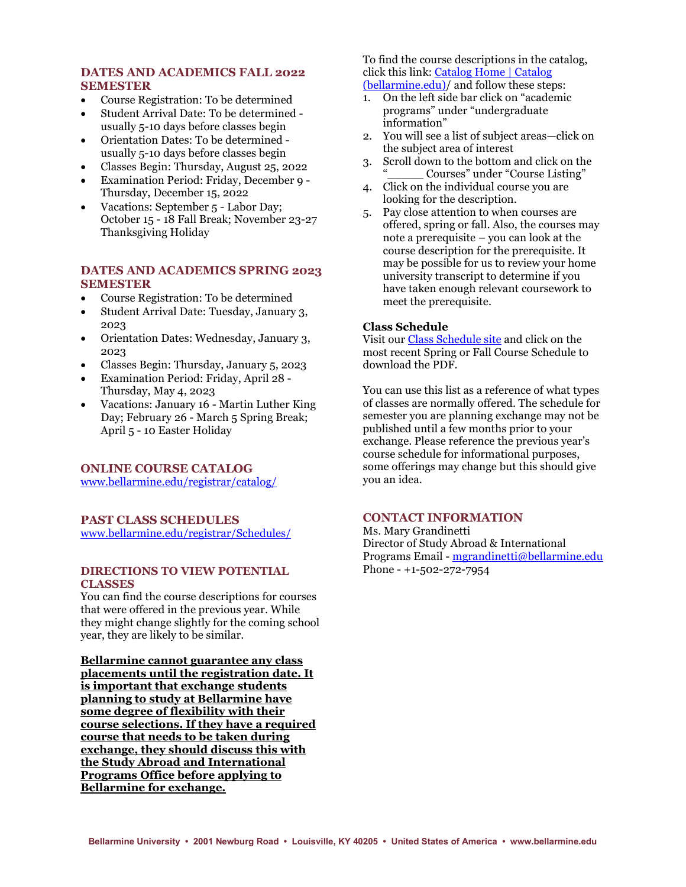## DATES AND ACADEMICS FALL 2022 SEMESTER

- Course Registration: To be determined
- Student Arrival Date: To be determined - usually 5-10 days before classes begin
- Orientation Dates: To be determined - usually 5-10 days before classes begin
- Classes Begin: Thursday, August 25, 2022
- Examination Period: Friday, December 9 - Thursday, December 15, 2022
- Vacations: September 5 - Labor Day; October 15 - 18 Fall Break; November 23-27 Thanksgiving Holiday

## DATES AND ACADEMICS SPRING 2023 SEMESTER

- Course Registration: To be determined
- Student Arrival Date: Tuesday, January 3, 2023
- Orientation Dates: Wednesday, January 3, 2023
- Classes Begin: Thursday, January 5, 2023
- Examination Period: Friday, April 28 - Thursday, May 4, 2023
- Vacations: January 16 - Martin Luther King Day; February 26 - March 5 Spring Break; April 5 - 10 Easter Holiday

## ONLINE COURSE CATALOG

www.bellarmine.edu/registrar/catalog/

## PAST CLASS SCHEDULES

www.bellarmine.edu/registrar/Schedules/

## DIRECTIONS TO VIEW POTENTIAL CLASSES

You can find the course descriptions for courses that were offered in the previous year. While they might change slightly for the coming school year, they are likely to be similar.

**Bellarmine cannot guarantee any class placements until the registration date. It is important that exchange students planning to study at Bellarmine have some degree of flexibility with their course selections. If they have a required course that needs to be taken during exchange, they should discuss this with the Study Abroad and International Programs Office before applying to Bellarmine for exchange.**

To find the course descriptions in the catalog, click this link: Catalog Home | Catalog (bellarmine.edu)/ and follow these steps:

1. On the left side bar click on "academic programs" under "undergraduate information"
2. You will see a list of subject areas—click on the subject area of interest
3. Scroll down to the bottom and click on the "_____ Courses" under "Course Listing"
4. Click on the individual course you are looking for the description.
5. Pay close attention to when courses are offered, spring or fall. Also, the courses may note a prerequisite – you can look at the course description for the prerequisite. It may be possible for us to review your home university transcript to determine if you have taken enough relevant coursework to meet the prerequisite.

**Class Schedule**

Visit our Class Schedule site and click on the most recent Spring or Fall Course Schedule to download the PDF.

You can use this list as a reference of what types of classes are normally offered. The schedule for semester you are planning exchange may not be published until a few months prior to your exchange. Please reference the previous year's course schedule for informational purposes, some offerings may change but this should give you an idea.

## CONTACT INFORMATION

Ms. Mary Grandinetti
Director of Study Abroad & International Programs Email - mgrandinetti@bellarmine.edu
Phone - +1-502-272-7954